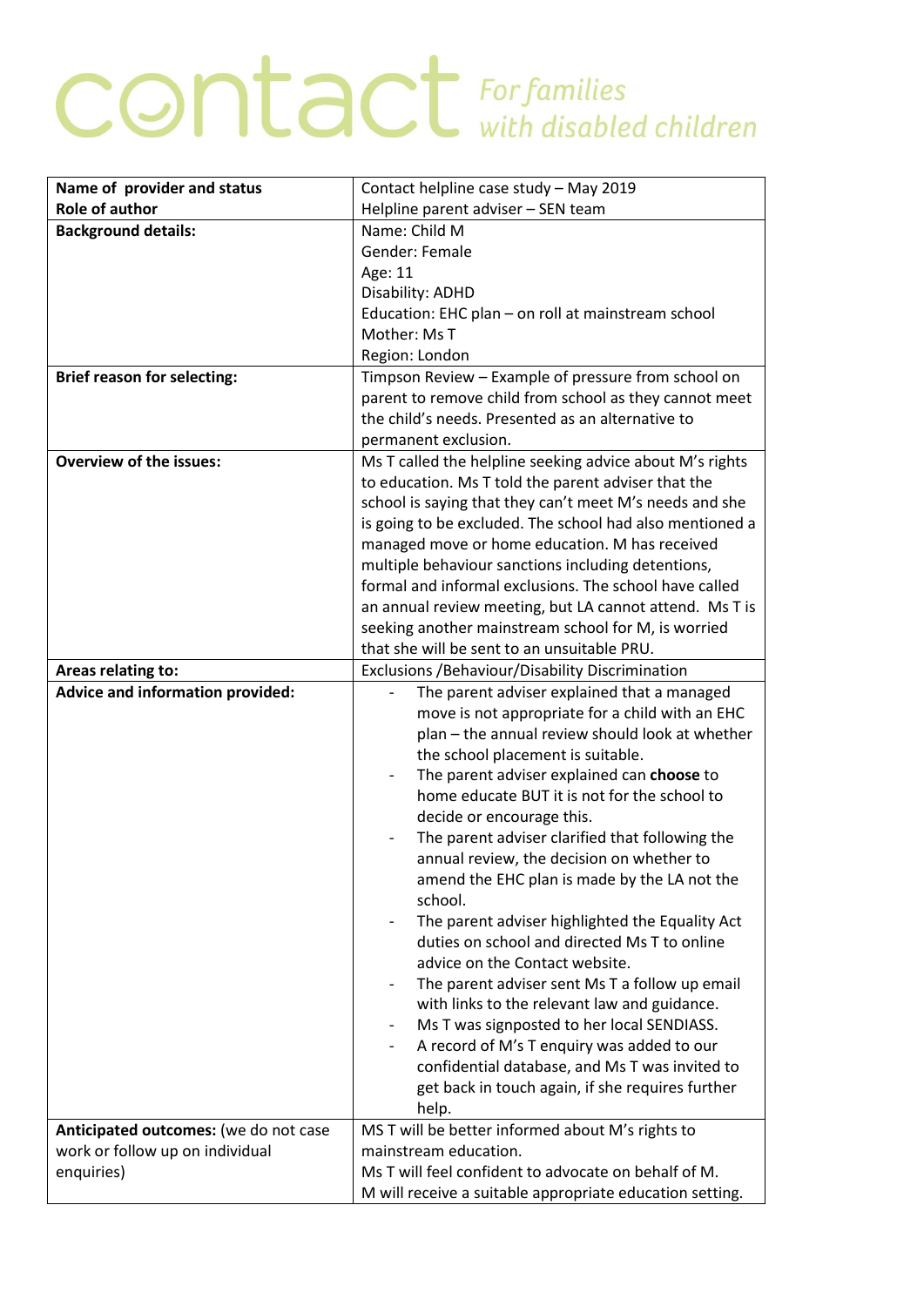# contact *For families with disabled children*

| **Name of provider and status** | Contact helpline case study – May 2019 |
|---|---|
| **Role of author** | Helpline parent adviser – SEN team |
| **Background details:** | Name: Child M<br>Gender: Female<br>Age: 11<br>Disability: ADHD<br>Education: EHC plan – on roll at mainstream school<br>Mother: Ms T<br>Region: London |
| **Brief reason for selecting:** | Timpson Review – Example of pressure from school on parent to remove child from school as they cannot meet the child's needs. Presented as an alternative to permanent exclusion. |
| **Overview of the issues:** | Ms T called the helpline seeking advice about M's rights to education. Ms T told the parent adviser that the school is saying that they can't meet M's needs and she is going to be excluded. The school had also mentioned a managed move or home education. M has received multiple behaviour sanctions including detentions, formal and informal exclusions. The school have called an annual review meeting, but LA cannot attend. Ms T is seeking another mainstream school for M, is worried that she will be sent to an unsuitable PRU. |
| **Areas relating to:** | Exclusions /Behaviour/Disability Discrimination |
| **Advice and information provided:** | - The parent adviser explained that a managed move is not appropriate for a child with an EHC plan – the annual review should look at whether the school placement is suitable.<br>- The parent adviser explained can **choose** to home educate BUT it is not for the school to decide or encourage this.<br>- The parent adviser clarified that following the annual review, the decision on whether to amend the EHC plan is made by the LA not the school.<br>- The parent adviser highlighted the Equality Act duties on school and directed Ms T to online advice on the Contact website.<br>- The parent adviser sent Ms T a follow up email with links to the relevant law and guidance.<br>- Ms T was signposted to her local SENDIASS.<br>- A record of M's T enquiry was added to our confidential database, and Ms T was invited to get back in touch again, if she requires further help. |
| **Anticipated outcomes:** (we do not case work or follow up on individual enquiries) | MS T will be better informed about M's rights to mainstream education.<br>Ms T will feel confident to advocate on behalf of M.<br>M will receive a suitable appropriate education setting. |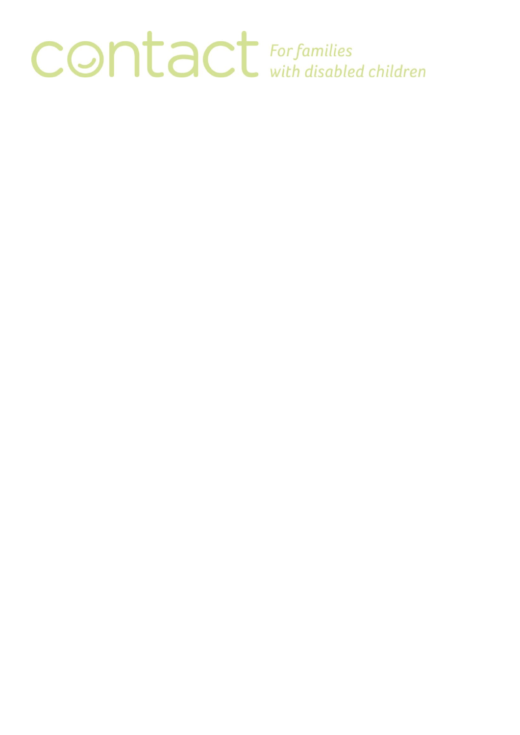contact For families with disabled children